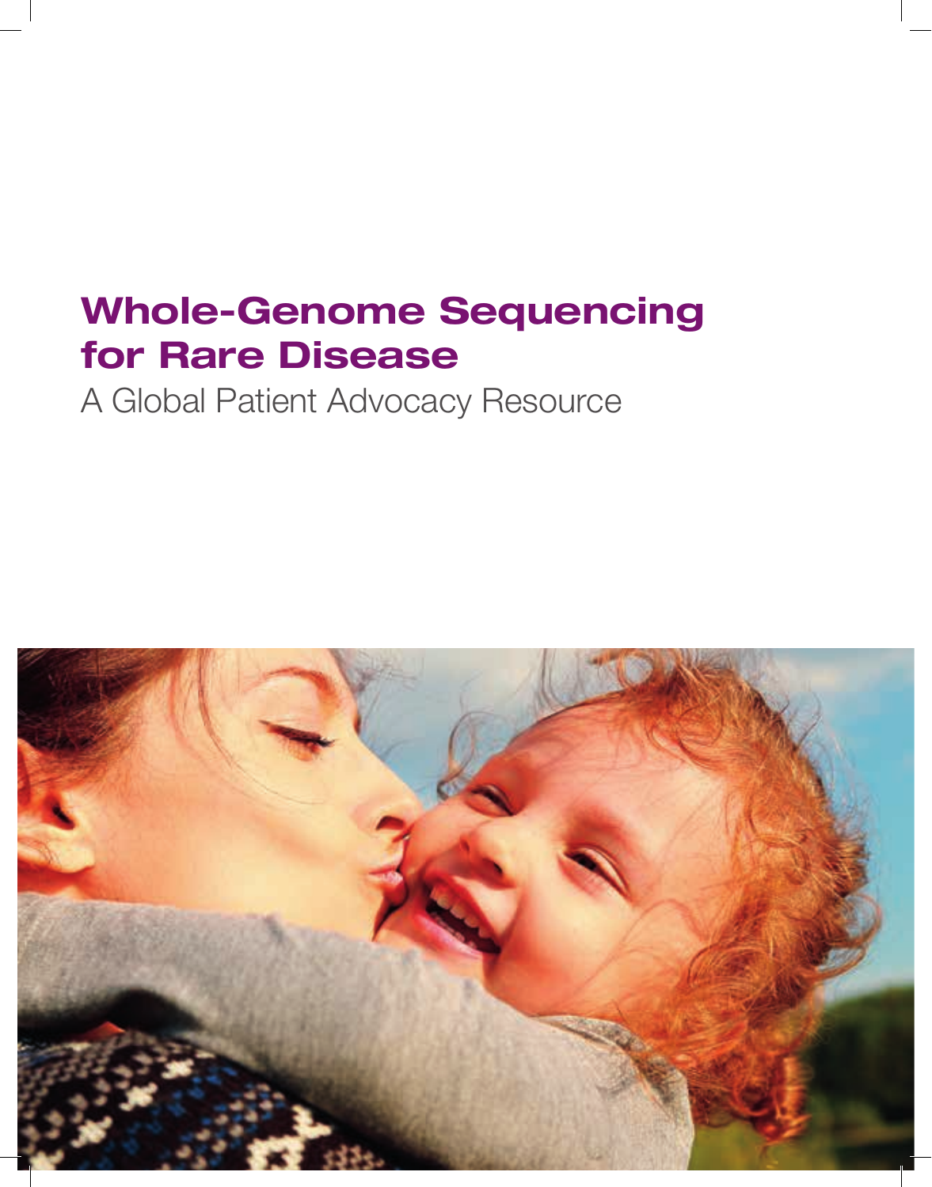# Whole-Genome Sequencing for Rare Disease

A Global Patient Advocacy Resource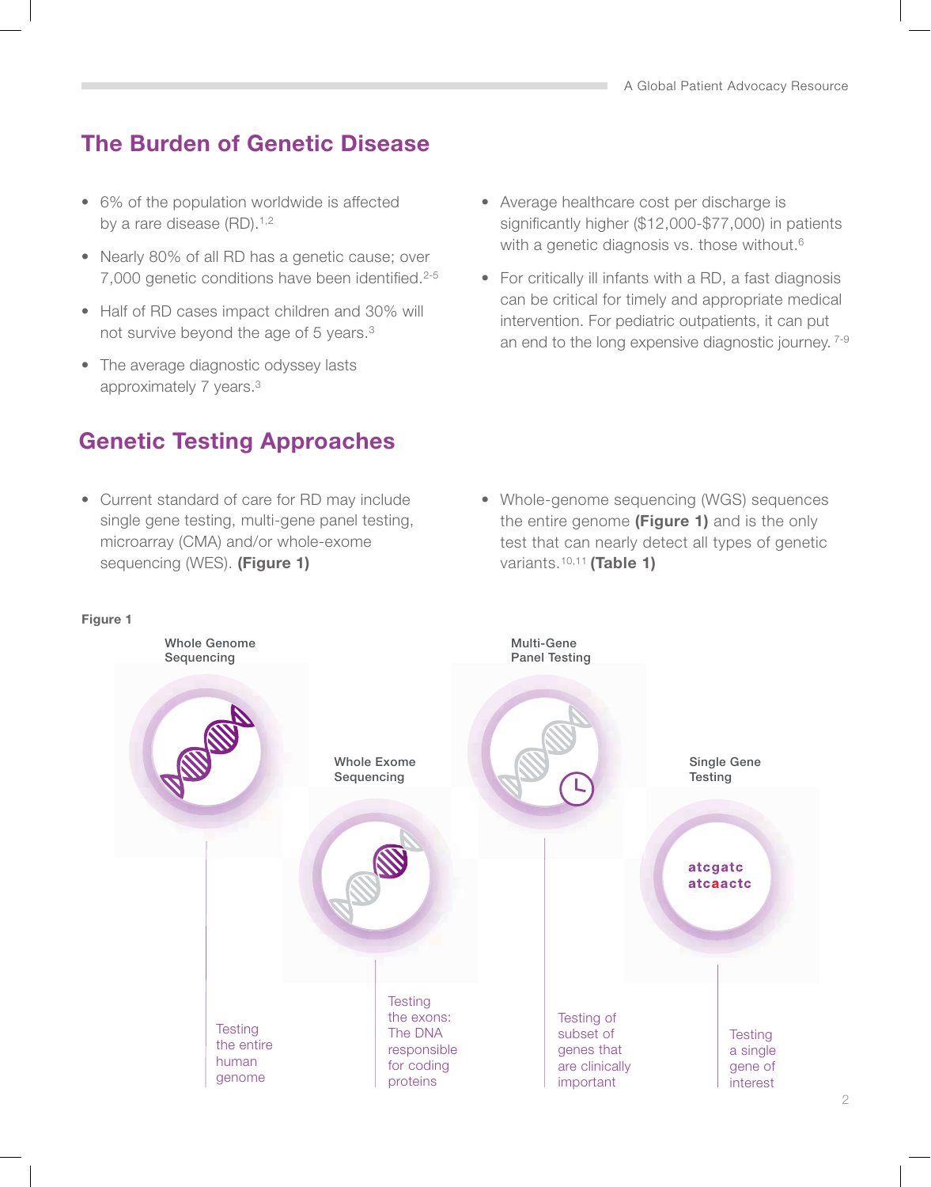## The Burden of Genetic Disease

- 6% of the population worldwide is affected by a rare disease (RD).[1,2]
- Nearly 80% of all RD has a genetic cause; over 7,000 genetic conditions have been identified.[2-5]
- Half of RD cases impact children and 30% will not survive beyond the age of 5 years.[3]
- The average diagnostic odyssey lasts approximately 7 years.[3]
- Average healthcare cost per discharge is significantly higher ($12,000-$77,000) in patients with a genetic diagnosis vs. those without.[6]
- For critically ill infants with a RD, a fast diagnosis can be critical for timely and appropriate medical intervention. For pediatric outpatients, it can put an end to the long expensive diagnostic journey.[7-9]

## Genetic Testing Approaches

- Current standard of care for RD may include single gene testing, multi-gene panel testing, microarray (CMA) and/or whole-exome sequencing (WES). **(Figure 1)**
- Whole-genome sequencing (WGS) sequences the entire genome **(Figure 1)** and is the only test that can nearly detect all types of genetic variants.[10,11] **(Table 1)**

**Figure 1**

**Whole Genome Sequencing** — Testing the entire human genome

**Whole Exome Sequencing** — Testing the exons: The DNA responsible for coding proteins

**Multi-Gene Panel Testing** — Testing of subset of genes that are clinically important

**Single Gene Testing** — Testing a single gene of interest

atcgatc
atcaactc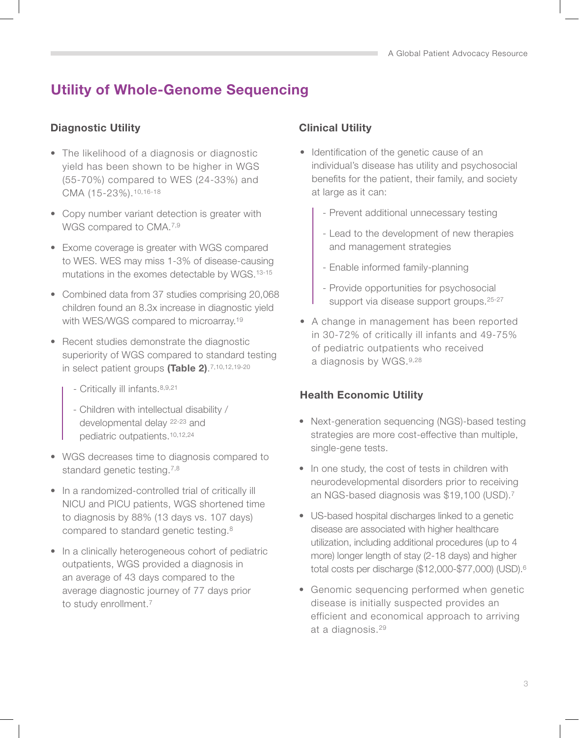## Utility of Whole-Genome Sequencing

### Diagnostic Utility

- The likelihood of a diagnosis or diagnostic yield has been shown to be higher in WGS (55-70%) compared to WES (24-33%) and CMA (15-23%).[10,16-18]
- Copy number variant detection is greater with WGS compared to CMA.[7,9]
- Exome coverage is greater with WGS compared to WES. WES may miss 1-3% of disease-causing mutations in the exomes detectable by WGS.[13-15]
- Combined data from 37 studies comprising 20,068 children found an 8.3x increase in diagnostic yield with WES/WGS compared to microarray.[19]
- Recent studies demonstrate the diagnostic superiority of WGS compared to standard testing in select patient groups **(Table 2)**.[7,10,12,19-20]
  - Critically ill infants.[8,9,21]
  - Children with intellectual disability / developmental delay [22-23] and pediatric outpatients.[10,12,24]
- WGS decreases time to diagnosis compared to standard genetic testing.[7,8]
- In a randomized-controlled trial of critically ill NICU and PICU patients, WGS shortened time to diagnosis by 88% (13 days vs. 107 days) compared to standard genetic testing.[8]
- In a clinically heterogeneous cohort of pediatric outpatients, WGS provided a diagnosis in an average of 43 days compared to the average diagnostic journey of 77 days prior to study enrollment.[7]

### Clinical Utility

- Identification of the genetic cause of an individual's disease has utility and psychosocial benefits for the patient, their family, and society at large as it can:
  - Prevent additional unnecessary testing
  - Lead to the development of new therapies and management strategies
  - Enable informed family-planning
  - Provide opportunities for psychosocial support via disease support groups.[25-27]
- A change in management has been reported in 30-72% of critically ill infants and 49-75% of pediatric outpatients who received a diagnosis by WGS.[9,28]

### Health Economic Utility

- Next-generation sequencing (NGS)-based testing strategies are more cost-effective than multiple, single-gene tests.
- In one study, the cost of tests in children with neurodevelopmental disorders prior to receiving an NGS-based diagnosis was $19,100 (USD).[7]
- US-based hospital discharges linked to a genetic disease are associated with higher healthcare utilization, including additional procedures (up to 4 more) longer length of stay (2-18 days) and higher total costs per discharge ($12,000-$77,000) (USD).[6]
- Genomic sequencing performed when genetic disease is initially suspected provides an efficient and economical approach to arriving at a diagnosis.[29]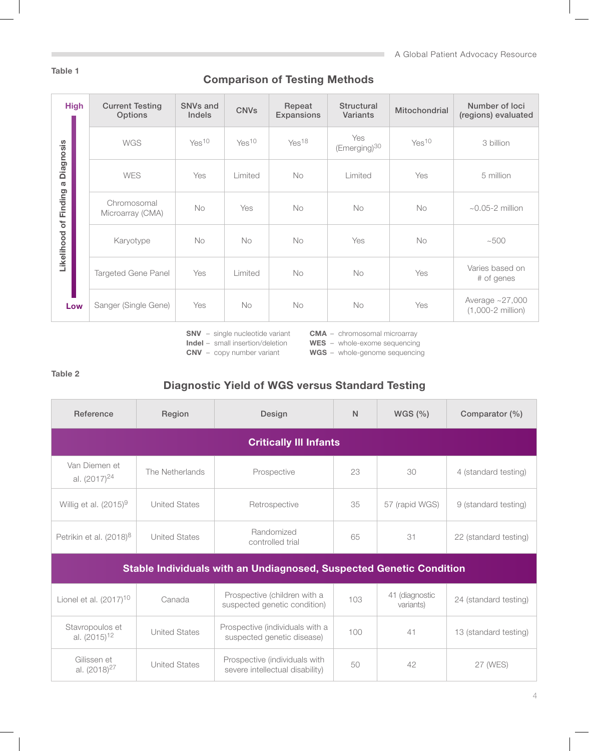Table 1

## Comparison of Testing Methods

| Likelihood of Finding a Diagnosis | Current Testing Options | SNVs and Indels | CNVs | Repeat Expansions | Structural Variants | Mitochondrial | Number of loci (regions) evaluated |
|---|---|---|---|---|---|---|---|
| High | WGS | Yes[10] | Yes[10] | Yes[18] | Yes (Emerging)[30] | Yes[10] | 3 billion |
| | WES | Yes | Limited | No | Limited | Yes | 5 million |
| | Chromosomal Microarray (CMA) | No | Yes | No | No | No | ~0.05-2 million |
| | Karyotype | No | No | No | Yes | No | ~500 |
| | Targeted Gene Panel | Yes | Limited | No | No | Yes | Varies based on # of genes |
| Low | Sanger (Single Gene) | Yes | No | No | No | Yes | Average ~27,000 (1,000-2 million) |

**SNV** – single nucleotide variant
**Indel** – small insertion/deletion
**CNV** – copy number variant
**CMA** – chromosomal microarray
**WES** – whole-exome sequencing
**WGS** – whole-genome sequencing

Table 2

## Diagnostic Yield of WGS versus Standard Testing

| Reference | Region | Design | N | WGS (%) | Comparator (%) |
|---|---|---|---|---|---|
| **Critically Ill Infants** | | | | | |
| Van Diemen et al. (2017)[24] | The Netherlands | Prospective | 23 | 30 | 4 (standard testing) |
| Willig et al. (2015)[9] | United States | Retrospective | 35 | 57 (rapid WGS) | 9 (standard testing) |
| Petrikin et al. (2018)[8] | United States | Randomized controlled trial | 65 | 31 | 22 (standard testing) |
| **Stable Individuals with an Undiagnosed, Suspected Genetic Condition** | | | | | |
| Lionel et al. (2017)[10] | Canada | Prospective (children with a suspected genetic condition) | 103 | 41 (diagnostic variants) | 24 (standard testing) |
| Stavropoulos et al. (2015)[12] | United States | Prospective (individuals with a suspected genetic disease) | 100 | 41 | 13 (standard testing) |
| Gilissen et al. (2018)[27] | United States | Prospective (individuals with severe intellectual disability) | 50 | 42 | 27 (WES) |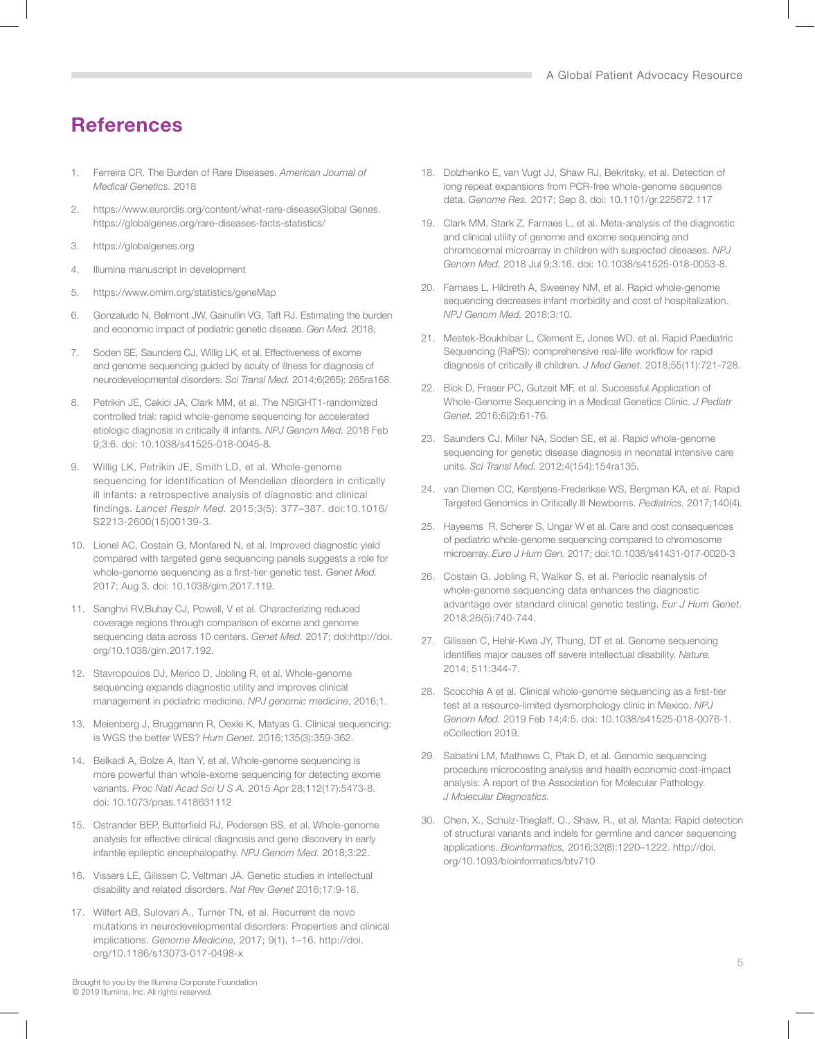# References

1. Ferreira CR. The Burden of Rare Diseases. *American Journal of Medical Genetics.* 2018
2. https://www.eurordis.org/content/what-rare-diseaseGlobal Genes. https://globalgenes.org/rare-diseases-facts-statistics/
3. https://globalgenes.org
4. Illumina manuscript in development
5. https://www.omim.org/statistics/geneMap
6. Gonzaludo N, Belmont JW, Gainullin VG, Taft RJ. Estimating the burden and economic impact of pediatric genetic disease. *Gen Med.* 2018;
7. Soden SE, Saunders CJ, Willig LK, et al. Effectiveness of exome and genome sequencing guided by acuity of illness for diagnosis of neurodevelopmental disorders. *Sci Transl Med.* 2014;6(265): 265ra168.
8. Petrikin JE, Cakici JA, Clark MM, et al. The NSIGHT1-randomized controlled trial: rapid whole-genome sequencing for accelerated etiologic diagnosis in critically ill infants. *NPJ Genom Med.* 2018 Feb 9;3:6. doi: 10.1038/s41525-018-0045-8.
9. Willig LK, Petrikin JE, Smith LD, et al. Whole-genome sequencing for identification of Mendelian disorders in critically ill infants: a retrospective analysis of diagnostic and clinical findings. *Lancet Respir Med.* 2015;3(5): 377–387. doi:10.1016/S2213-2600(15)00139-3.
10. Lionel AC, Costain G, Monfared N, et al. Improved diagnostic yield compared with targeted gene sequencing panels suggests a role for whole-genome sequencing as a first-tier genetic test. *Genet Med.* 2017; Aug 3. doi: 10.1038/gim.2017.119.
11. Sanghvi RV,Buhay CJ, Powell, V et al. Characterizing reduced coverage regions through comparison of exome and genome sequencing data across 10 centers. *Genet Med.* 2017; doi:http://doi.org/10.1038/gim.2017.192.
12. Stavropoulos DJ, Merico D, Jobling R, et al. Whole-genome sequencing expands diagnostic utility and improves clinical management in pediatric medicine. *NPJ genomic medicine*, 2016;1.
13. Meienberg J, Bruggmann R, Oexle K, Matyas G. Clinical sequencing: is WGS the better WES? *Hum Genet.* 2016;135(3):359-362.
14. Belkadi A, Bolze A, Itan Y, et al. Whole-genome sequencing is more powerful than whole-exome sequencing for detecting exome variants. *Proc Natl Acad Sci U S A.* 2015 Apr 28;112(17):5473-8. doi: 10.1073/pnas.1418631112
15. Ostrander BEP, Butterfield RJ, Pedersen BS, et al. Whole-genome analysis for effective clinical diagnosis and gene discovery in early infantile epileptic encephalopathy. *NPJ Genom Med.* 2018;3:22.
16. Vissers LE, Gilissen C, Veltman JA. Genetic studies in intellectual disability and related disorders. *Nat Rev Genet* 2016;17:9-18.
17. Wilfert AB, Sulovari A., Turner TN, et al. Recurrent de novo mutations in neurodevelopmental disorders: Properties and clinical implications. *Genome Medicine,* 2017; 9(1), 1–16. http://doi.org/10.1186/s13073-017-0498-x
18. Dolzhenko E, van Vugt JJ, Shaw RJ, Bekritsky, et al. Detection of long repeat expansions from PCR-free whole-genome sequence data. *Genome Res.* 2017; Sep 8. doi: 10.1101/gr.225672.117
19. Clark MM, Stark Z, Farnaes L, et al. Meta-analysis of the diagnostic and clinical utility of genome and exome sequencing and chromosomal microarray in children with suspected diseases. *NPJ Genom Med.* 2018 Jul 9;3:16. doi: 10.1038/s41525-018-0053-8.
20. Farnaes L, Hildreth A, Sweeney NM, et al. Rapid whole-genome sequencing decreases infant morbidity and cost of hospitalization. *NPJ Genom Med.* 2018;3:10.
21. Mestek-Boukhibar L, Clement E, Jones WD, et al. Rapid Paediatric Sequencing (RaPS): comprehensive real-life workflow for rapid diagnosis of critically ill children. *J Med Genet.* 2018;55(11):721-728.
22. Bick D, Fraser PC, Gutzeit MF, et al. Successful Application of Whole-Genome Sequencing in a Medical Genetics Clinic. *J Pediatr Genet.* 2016;6(2):61-76.
23. Saunders CJ, Miller NA, Soden SE, et al. Rapid whole-genome sequencing for genetic disease diagnosis in neonatal intensive care units. *Sci Transl Med.* 2012;4(154):154ra135.
24. van Diemen CC, Kerstjens-Frederikse WS, Bergman KA, et al. Rapid Targeted Genomics in Critically Ill Newborns. *Pediatrics.* 2017;140(4).
25. Hayeems R, Scherer S, Ungar W et al. Care and cost consequences of pediatric whole-genome sequencing compared to chromosome microarray. *Euro J Hum Gen.* 2017; doi:10.1038/s41431-017-0020-3
26. Costain G, Jobling R, Walker S, et al. Periodic reanalysis of whole-genome sequencing data enhances the diagnostic advantage over standard clinical genetic testing. *Eur J Hum Genet.* 2018;26(5):740-744.
27. Gilissen C, Hehir-Kwa JY, Thung, DT et al. Genome sequencing identifies major causes off severe intellectual disability. *Nature.* 2014; 511:344-7.
28. Scocchia A et al. Clinical whole-genome sequencing as a first-tier test at a resource-limited dysmorphology clinic in Mexico. *NPJ Genom Med.* 2019 Feb 14;4:5. doi: 10.1038/s41525-018-0076-1. eCollection 2019.
29. Sabatini LM, Mathews C, Ptak D, et al. Genomic sequencing procedure microcosting analysis and health economic cost-impact analysis: A report of the Association for Molecular Pathology. *J Molecular Diagnostics.*
30. Chen, X., Schulz-Trieglaff, O., Shaw, R., et al. Manta: Rapid detection of structural variants and indels for germline and cancer sequencing applications. *Bioinformatics,* 2016;32(8):1220–1222. http://doi.org/10.1093/bioinformatics/btv710

Brought to you by the Illumina Corporate Foundation
© 2019 Illumina, Inc. All rights reserved.